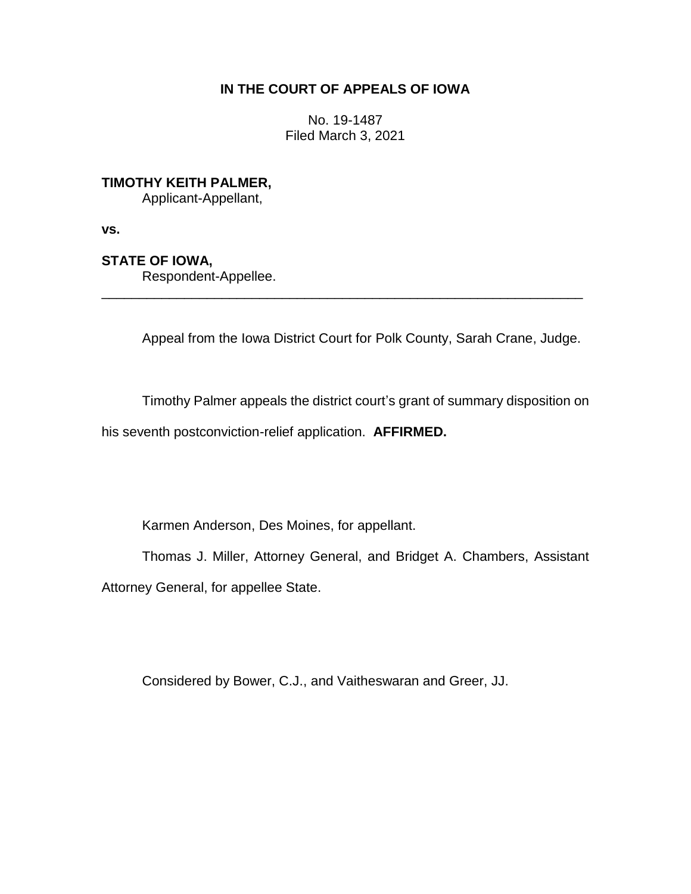# IN THE COURT OF APPEALS OF IOWA

No. 19-1487
Filed March 3, 2021

**TIMOTHY KEITH PALMER,**
Applicant-Appellant,

**vs.**

**STATE OF IOWA,**
Respondent-Appellee.

---

Appeal from the Iowa District Court for Polk County, Sarah Crane, Judge.

Timothy Palmer appeals the district court's grant of summary disposition on his seventh postconviction-relief application. **AFFIRMED.**

Karmen Anderson, Des Moines, for appellant.

Thomas J. Miller, Attorney General, and Bridget A. Chambers, Assistant Attorney General, for appellee State.

Considered by Bower, C.J., and Vaitheswaran and Greer, JJ.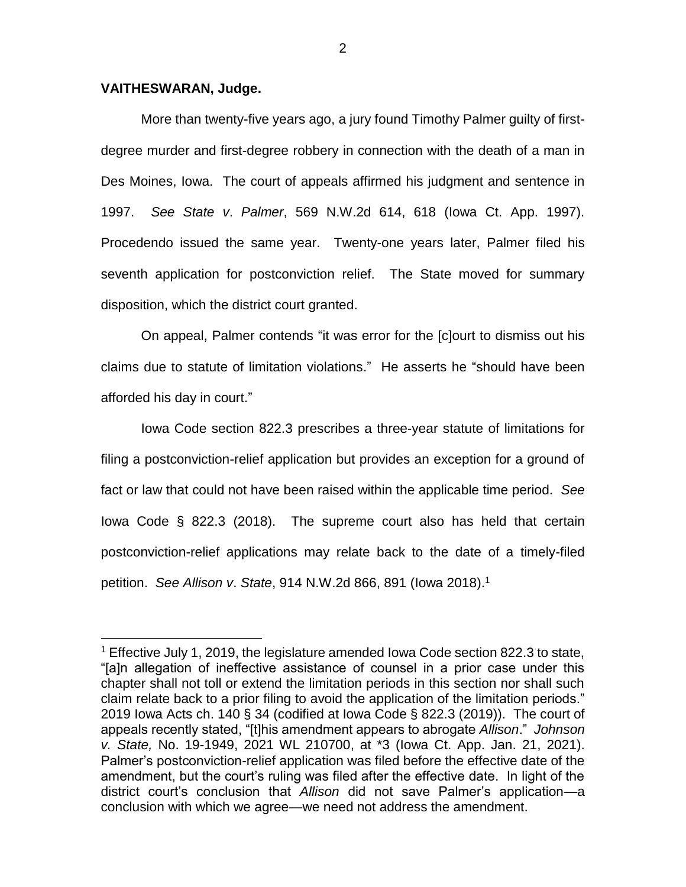**VAITHESWARAN, Judge.**

More than twenty-five years ago, a jury found Timothy Palmer guilty of first-degree murder and first-degree robbery in connection with the death of a man in Des Moines, Iowa. The court of appeals affirmed his judgment and sentence in 1997. *See State v. Palmer*, 569 N.W.2d 614, 618 (Iowa Ct. App. 1997). Procedendo issued the same year. Twenty-one years later, Palmer filed his seventh application for postconviction relief. The State moved for summary disposition, which the district court granted.

On appeal, Palmer contends "it was error for the [c]ourt to dismiss out his claims due to statute of limitation violations." He asserts he "should have been afforded his day in court."

Iowa Code section 822.3 prescribes a three-year statute of limitations for filing a postconviction-relief application but provides an exception for a ground of fact or law that could not have been raised within the applicable time period. *See* Iowa Code § 822.3 (2018). The supreme court also has held that certain postconviction-relief applications may relate back to the date of a timely-filed petition. *See Allison v. State*, 914 N.W.2d 866, 891 (Iowa 2018).[1]

[1] Effective July 1, 2019, the legislature amended Iowa Code section 822.3 to state, "[a]n allegation of ineffective assistance of counsel in a prior case under this chapter shall not toll or extend the limitation periods in this section nor shall such claim relate back to a prior filing to avoid the application of the limitation periods." 2019 Iowa Acts ch. 140 § 34 (codified at Iowa Code § 822.3 (2019)). The court of appeals recently stated, "[t]his amendment appears to abrogate *Allison*." *Johnson v. State,* No. 19-1949, 2021 WL 210700, at *3 (Iowa Ct. App. Jan. 21, 2021). Palmer's postconviction-relief application was filed before the effective date of the amendment, but the court's ruling was filed after the effective date. In light of the district court's conclusion that *Allison* did not save Palmer's application—a conclusion with which we agree—we need not address the amendment.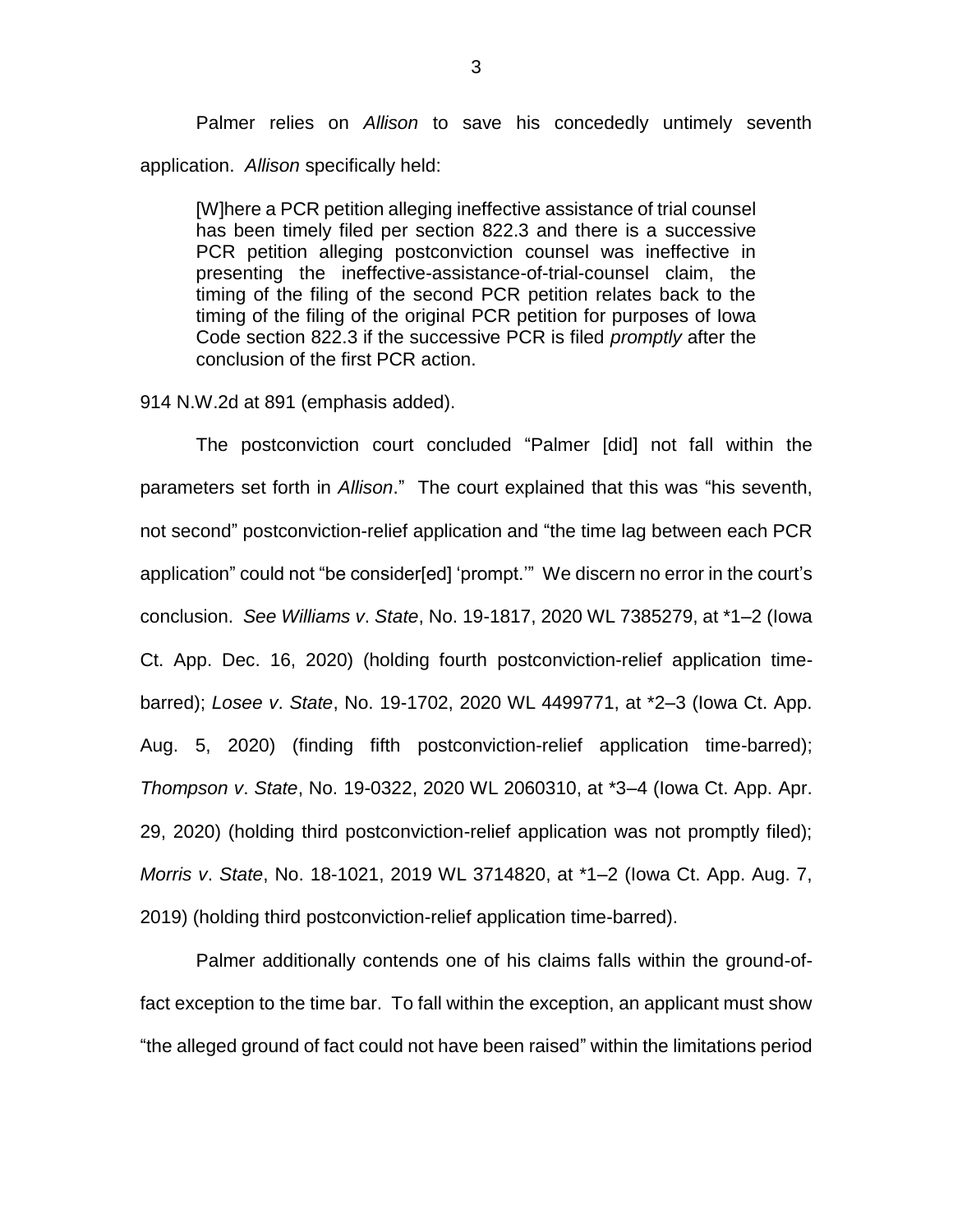Palmer relies on *Allison* to save his concededly untimely seventh application. *Allison* specifically held:

> [W]here a PCR petition alleging ineffective assistance of trial counsel has been timely filed per section 822.3 and there is a successive PCR petition alleging postconviction counsel was ineffective in presenting the ineffective-assistance-of-trial-counsel claim, the timing of the filing of the second PCR petition relates back to the timing of the filing of the original PCR petition for purposes of Iowa Code section 822.3 if the successive PCR is filed *promptly* after the conclusion of the first PCR action.

914 N.W.2d at 891 (emphasis added).

The postconviction court concluded "Palmer [did] not fall within the parameters set forth in *Allison*." The court explained that this was "his seventh, not second" postconviction-relief application and "the time lag between each PCR application" could not "be consider[ed] 'prompt.'" We discern no error in the court's conclusion. *See Williams v. State*, No. 19-1817, 2020 WL 7385279, at *1–2 (Iowa Ct. App. Dec. 16, 2020) (holding fourth postconviction-relief application time-barred); *Losee v. State*, No. 19-1702, 2020 WL 4499771, at *2–3 (Iowa Ct. App. Aug. 5, 2020) (finding fifth postconviction-relief application time-barred); *Thompson v. State*, No. 19-0322, 2020 WL 2060310, at *3–4 (Iowa Ct. App. Apr. 29, 2020) (holding third postconviction-relief application was not promptly filed); *Morris v. State*, No. 18-1021, 2019 WL 3714820, at *1–2 (Iowa Ct. App. Aug. 7, 2019) (holding third postconviction-relief application time-barred).

Palmer additionally contends one of his claims falls within the ground-of-fact exception to the time bar. To fall within the exception, an applicant must show "the alleged ground of fact could not have been raised" within the limitations period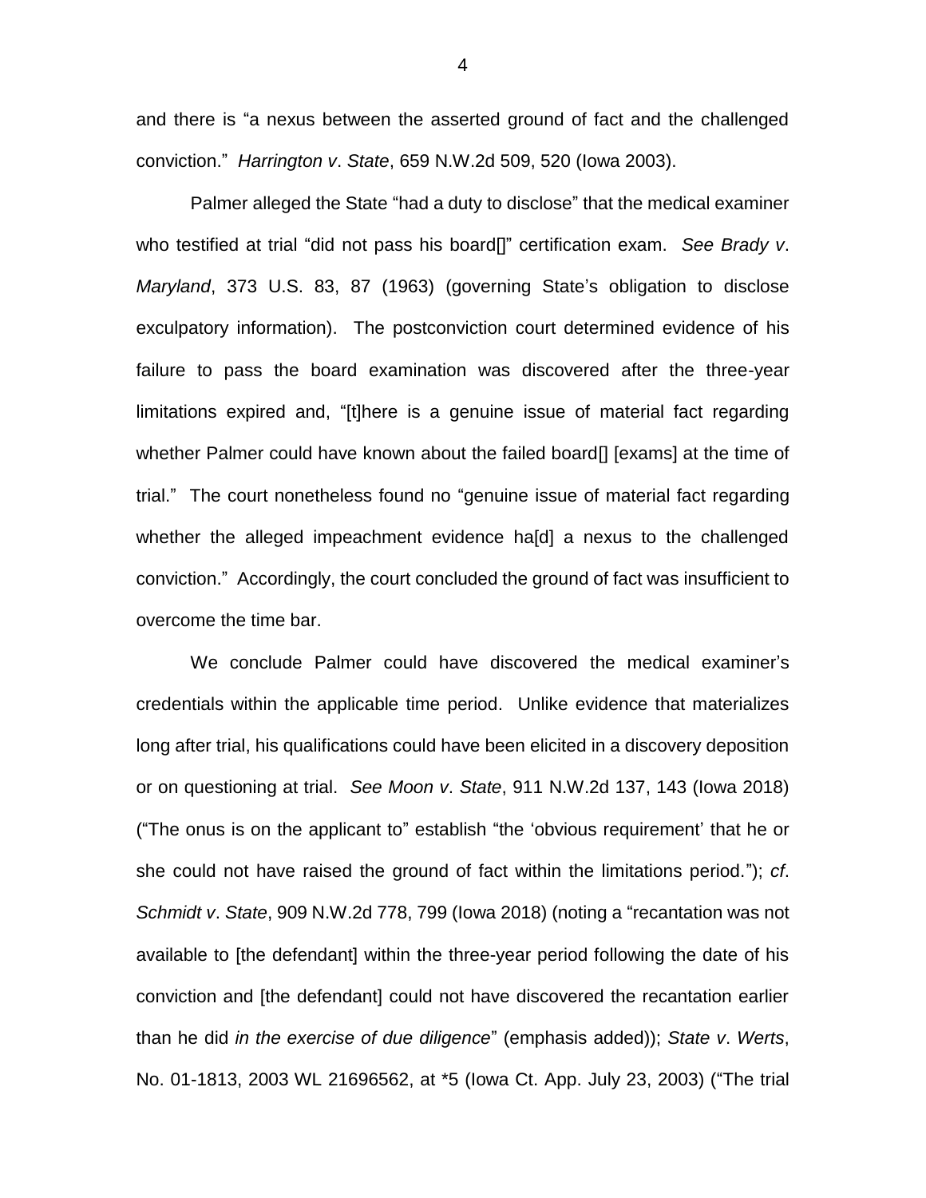and there is "a nexus between the asserted ground of fact and the challenged conviction." *Harrington v. State*, 659 N.W.2d 509, 520 (Iowa 2003).

Palmer alleged the State "had a duty to disclose" that the medical examiner who testified at trial "did not pass his board[]" certification exam. *See Brady v. Maryland*, 373 U.S. 83, 87 (1963) (governing State's obligation to disclose exculpatory information). The postconviction court determined evidence of his failure to pass the board examination was discovered after the three-year limitations expired and, "[t]here is a genuine issue of material fact regarding whether Palmer could have known about the failed board[] [exams] at the time of trial." The court nonetheless found no "genuine issue of material fact regarding whether the alleged impeachment evidence ha[d] a nexus to the challenged conviction." Accordingly, the court concluded the ground of fact was insufficient to overcome the time bar.

We conclude Palmer could have discovered the medical examiner's credentials within the applicable time period. Unlike evidence that materializes long after trial, his qualifications could have been elicited in a discovery deposition or on questioning at trial. *See Moon v. State*, 911 N.W.2d 137, 143 (Iowa 2018) ("The onus is on the applicant to" establish "the 'obvious requirement' that he or she could not have raised the ground of fact within the limitations period."); *cf. Schmidt v. State*, 909 N.W.2d 778, 799 (Iowa 2018) (noting a "recantation was not available to [the defendant] within the three-year period following the date of his conviction and [the defendant] could not have discovered the recantation earlier than he did *in the exercise of due diligence*" (emphasis added)); *State v. Werts*, No. 01-1813, 2003 WL 21696562, at *5 (Iowa Ct. App. July 23, 2003) ("The trial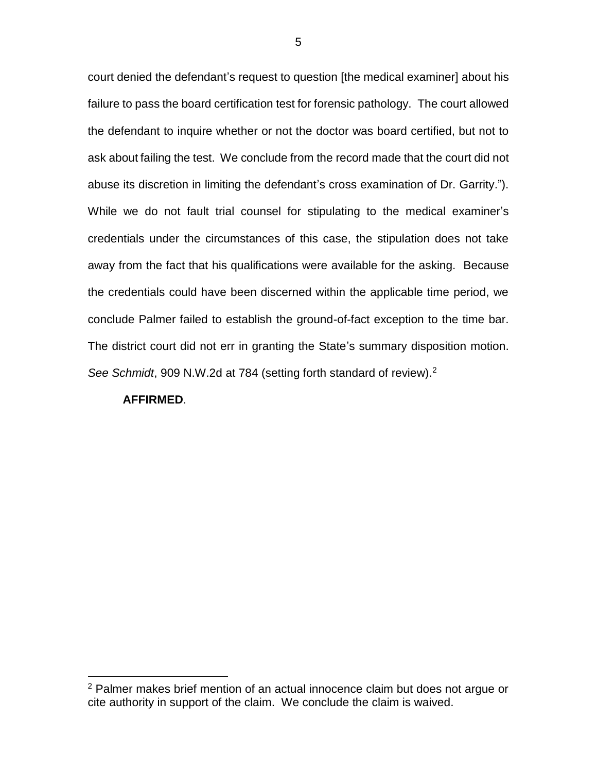court denied the defendant's request to question [the medical examiner] about his failure to pass the board certification test for forensic pathology. The court allowed the defendant to inquire whether or not the doctor was board certified, but not to ask about failing the test. We conclude from the record made that the court did not abuse its discretion in limiting the defendant's cross examination of Dr. Garrity."). While we do not fault trial counsel for stipulating to the medical examiner's credentials under the circumstances of this case, the stipulation does not take away from the fact that his qualifications were available for the asking. Because the credentials could have been discerned within the applicable time period, we conclude Palmer failed to establish the ground-of-fact exception to the time bar. The district court did not err in granting the State's summary disposition motion. *See Schmidt*, 909 N.W.2d at 784 (setting forth standard of review).[2]

**AFFIRMED**.

---

[2] Palmer makes brief mention of an actual innocence claim but does not argue or cite authority in support of the claim. We conclude the claim is waived.